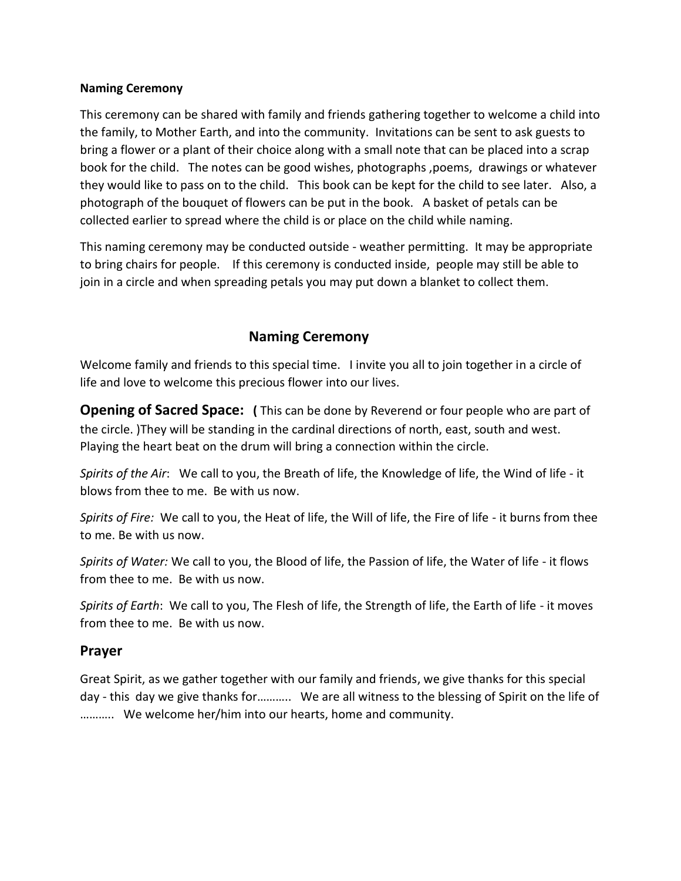**Naming Ceremony**

This ceremony can be shared with family and friends gathering together to welcome a child into the family, to Mother Earth, and into the community. Invitations can be sent to ask guests to bring a flower or a plant of their choice along with a small note that can be placed into a scrap book for the child. The notes can be good wishes, photographs ,poems, drawings or whatever they would like to pass on to the child. This book can be kept for the child to see later. Also, a photograph of the bouquet of flowers can be put in the book. A basket of petals can be collected earlier to spread where the child is or place on the child while naming.

This naming ceremony may be conducted outside - weather permitting. It may be appropriate to bring chairs for people. If this ceremony is conducted inside, people may still be able to join in a circle and when spreading petals you may put down a blanket to collect them.

## Naming Ceremony

Welcome family and friends to this special time. I invite you all to join together in a circle of life and love to welcome this precious flower into our lives.

**Opening of Sacred Space: (** This can be done by Reverend or four people who are part of the circle. )They will be standing in the cardinal directions of north, east, south and west. Playing the heart beat on the drum will bring a connection within the circle.

*Spirits of the Air*: We call to you, the Breath of life, the Knowledge of life, the Wind of life - it blows from thee to me. Be with us now.

*Spirits of Fire:* We call to you, the Heat of life, the Will of life, the Fire of life - it burns from thee to me. Be with us now.

*Spirits of Water:* We call to you, the Blood of life, the Passion of life, the Water of life - it flows from thee to me. Be with us now.

*Spirits of Earth*: We call to you, The Flesh of life, the Strength of life, the Earth of life - it moves from thee to me. Be with us now.

### Prayer

Great Spirit, as we gather together with our family and friends, we give thanks for this special day - this day we give thanks for……….. We are all witness to the blessing of Spirit on the life of ……….. We welcome her/him into our hearts, home and community.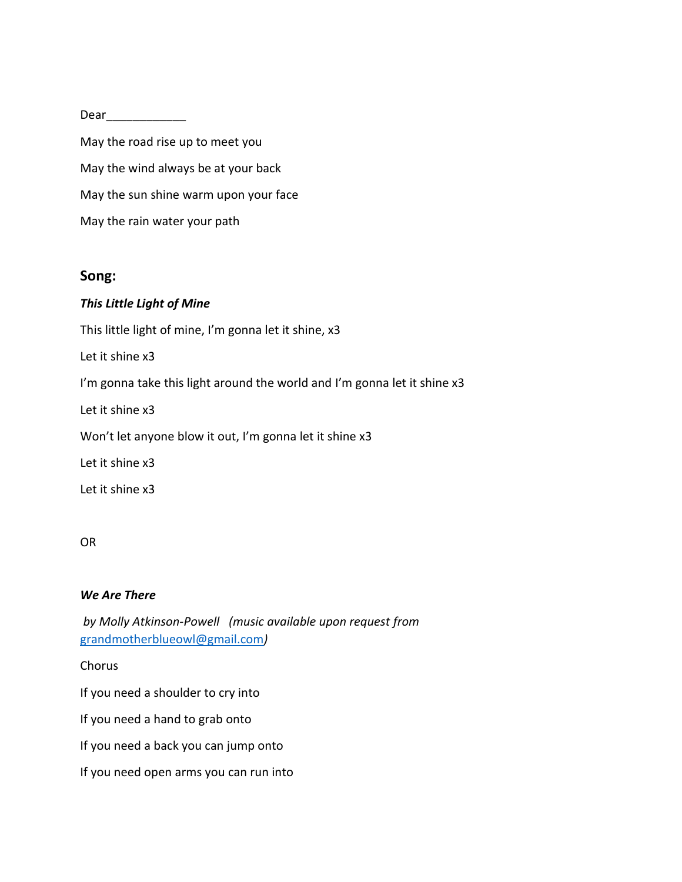Dear____________

May the road rise up to meet you

May the wind always be at your back

May the sun shine warm upon your face

May the rain water your path

## Song:

***This Little Light of Mine***

This little light of mine, I'm gonna let it shine, x3

Let it shine x3

I'm gonna take this light around the world and I'm gonna let it shine x3

Let it shine x3

Won't let anyone blow it out, I'm gonna let it shine x3

Let it shine x3

Let it shine x3

OR

***We Are There***

*by Molly Atkinson-Powell (music available upon request from [grandmotherblueowl@gmail.com](mailto:grandmotherblueowl@gmail.com))*

Chorus

If you need a shoulder to cry into

If you need a hand to grab onto

If you need a back you can jump onto

If you need open arms you can run into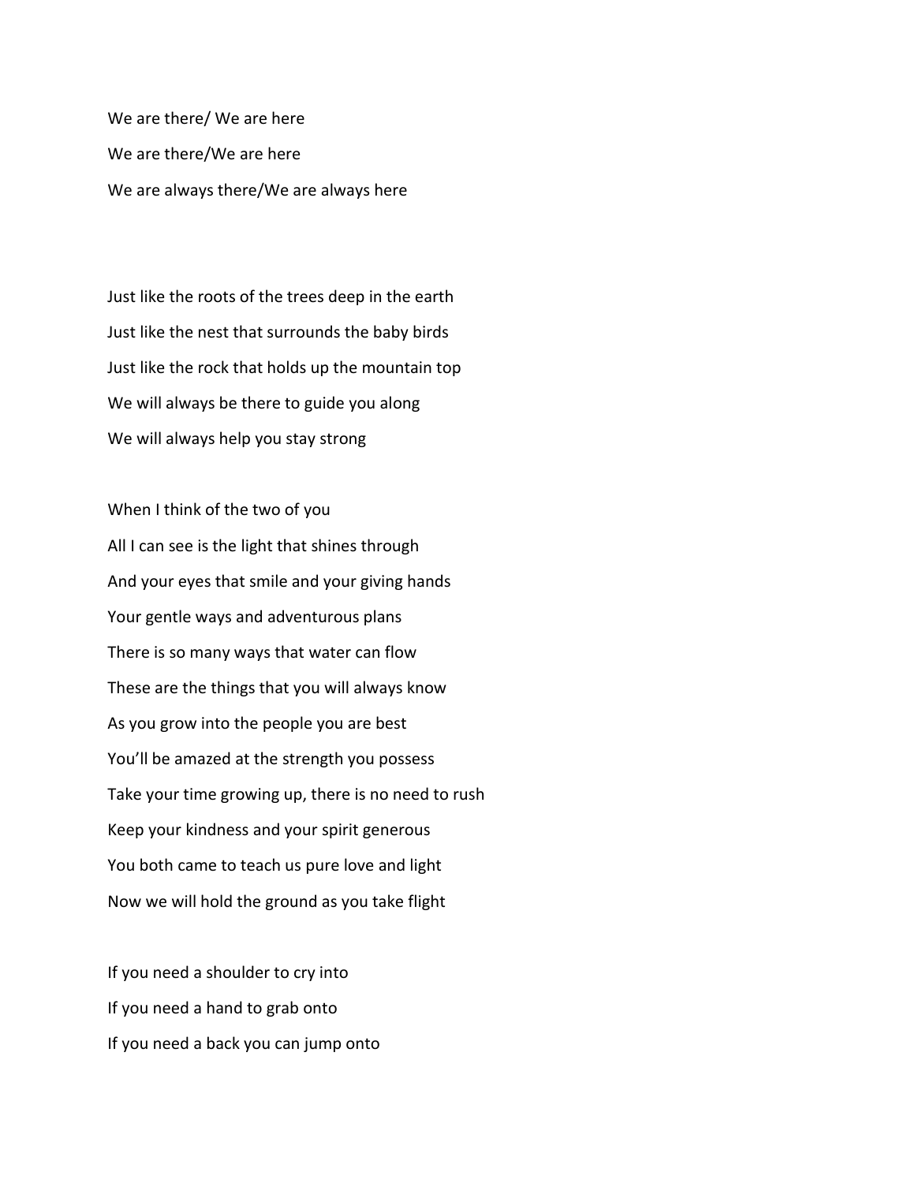We are there/ We are here

We are there/We are here

We are always there/We are always here

Just like the roots of the trees deep in the earth

Just like the nest that surrounds the baby birds

Just like the rock that holds up the mountain top

We will always be there to guide you along

We will always help you stay strong

When I think of the two of you

All I can see is the light that shines through

And your eyes that smile and your giving hands

Your gentle ways and adventurous plans

There is so many ways that water can flow

These are the things that you will always know

As you grow into the people you are best

You'll be amazed at the strength you possess

Take your time growing up, there is no need to rush

Keep your kindness and your spirit generous

You both came to teach us pure love and light

Now we will hold the ground as you take flight

If you need a shoulder to cry into

If you need a hand to grab onto

If you need a back you can jump onto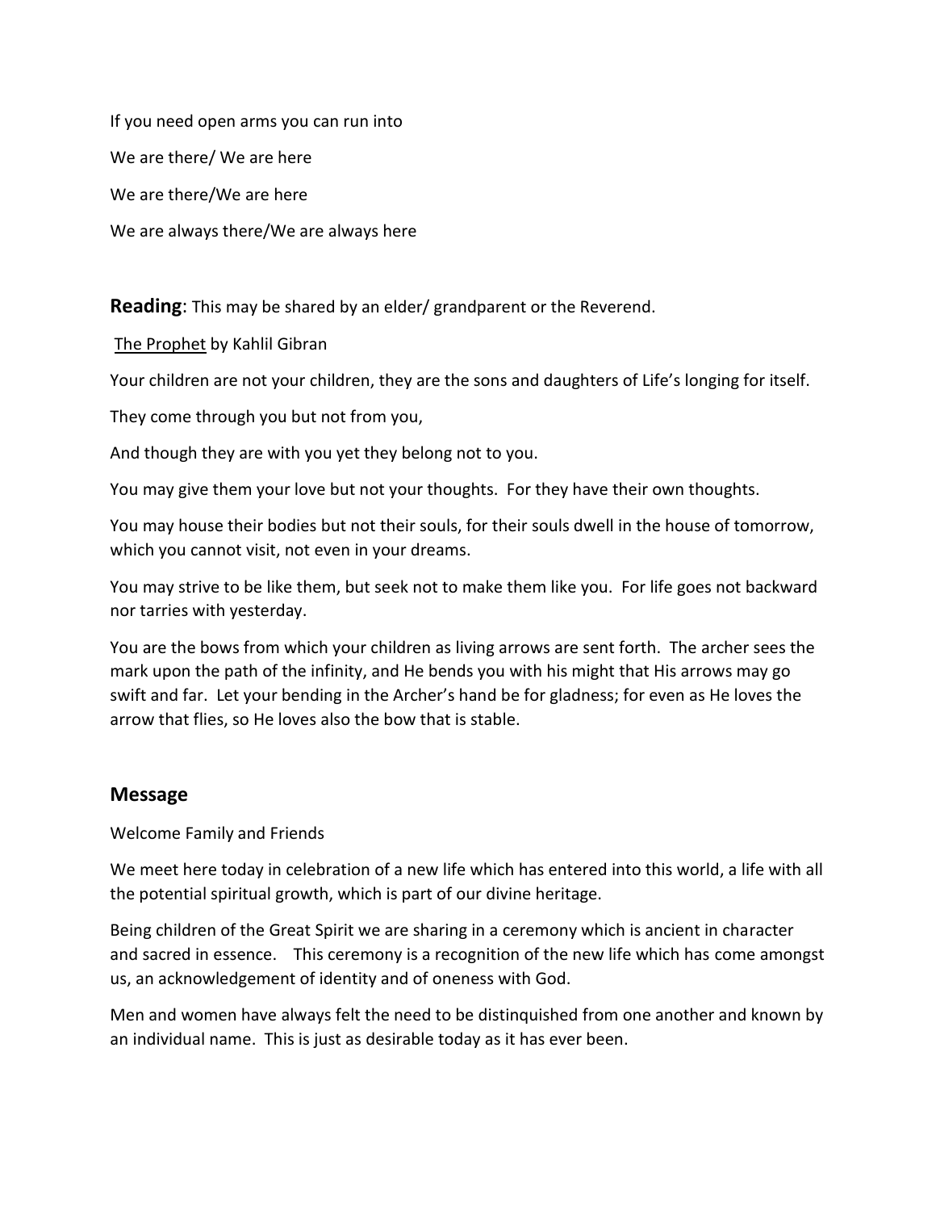If you need open arms you can run into

We are there/ We are here

We are there/We are here

We are always there/We are always here

**Reading**: This may be shared by an elder/ grandparent or the Reverend.

The Prophet by Kahlil Gibran

Your children are not your children, they are the sons and daughters of Life's longing for itself.

They come through you but not from you,

And though they are with you yet they belong not to you.

You may give them your love but not your thoughts. For they have their own thoughts.

You may house their bodies but not their souls, for their souls dwell in the house of tomorrow, which you cannot visit, not even in your dreams.

You may strive to be like them, but seek not to make them like you. For life goes not backward nor tarries with yesterday.

You are the bows from which your children as living arrows are sent forth. The archer sees the mark upon the path of the infinity, and He bends you with his might that His arrows may go swift and far. Let your bending in the Archer's hand be for gladness; for even as He loves the arrow that flies, so He loves also the bow that is stable.

## Message

Welcome Family and Friends

We meet here today in celebration of a new life which has entered into this world, a life with all the potential spiritual growth, which is part of our divine heritage.

Being children of the Great Spirit we are sharing in a ceremony which is ancient in character and sacred in essence. This ceremony is a recognition of the new life which has come amongst us, an acknowledgement of identity and of oneness with God.

Men and women have always felt the need to be distinquished from one another and known by an individual name. This is just as desirable today as it has ever been.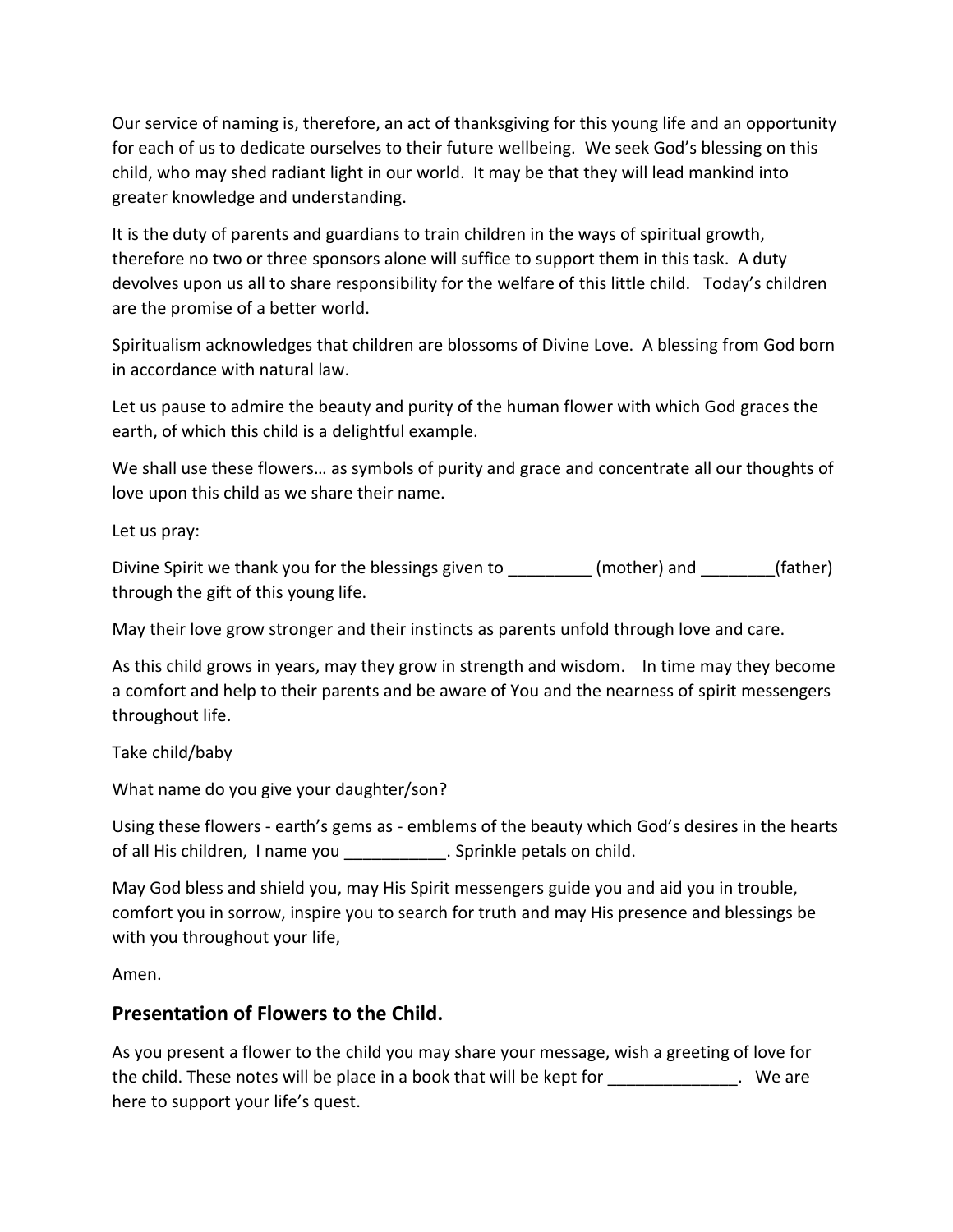Our service of naming is, therefore, an act of thanksgiving for this young life and an opportunity for each of us to dedicate ourselves to their future wellbeing. We seek God's blessing on this child, who may shed radiant light in our world. It may be that they will lead mankind into greater knowledge and understanding.

It is the duty of parents and guardians to train children in the ways of spiritual growth, therefore no two or three sponsors alone will suffice to support them in this task. A duty devolves upon us all to share responsibility for the welfare of this little child. Today's children are the promise of a better world.

Spiritualism acknowledges that children are blossoms of Divine Love. A blessing from God born in accordance with natural law.

Let us pause to admire the beauty and purity of the human flower with which God graces the earth, of which this child is a delightful example.

We shall use these flowers… as symbols of purity and grace and concentrate all our thoughts of love upon this child as we share their name.

Let us pray:

Divine Spirit we thank you for the blessings given to _________ (mother) and ________(father) through the gift of this young life.

May their love grow stronger and their instincts as parents unfold through love and care.

As this child grows in years, may they grow in strength and wisdom. In time may they become a comfort and help to their parents and be aware of You and the nearness of spirit messengers throughout life.

Take child/baby

What name do you give your daughter/son?

Using these flowers - earth's gems as - emblems of the beauty which God's desires in the hearts of all His children, I name you ___________. Sprinkle petals on child.

May God bless and shield you, may His Spirit messengers guide you and aid you in trouble, comfort you in sorrow, inspire you to search for truth and may His presence and blessings be with you throughout your life,

Amen.

## Presentation of Flowers to the Child.

As you present a flower to the child you may share your message, wish a greeting of love for the child. These notes will be place in a book that will be kept for ______________. We are here to support your life's quest.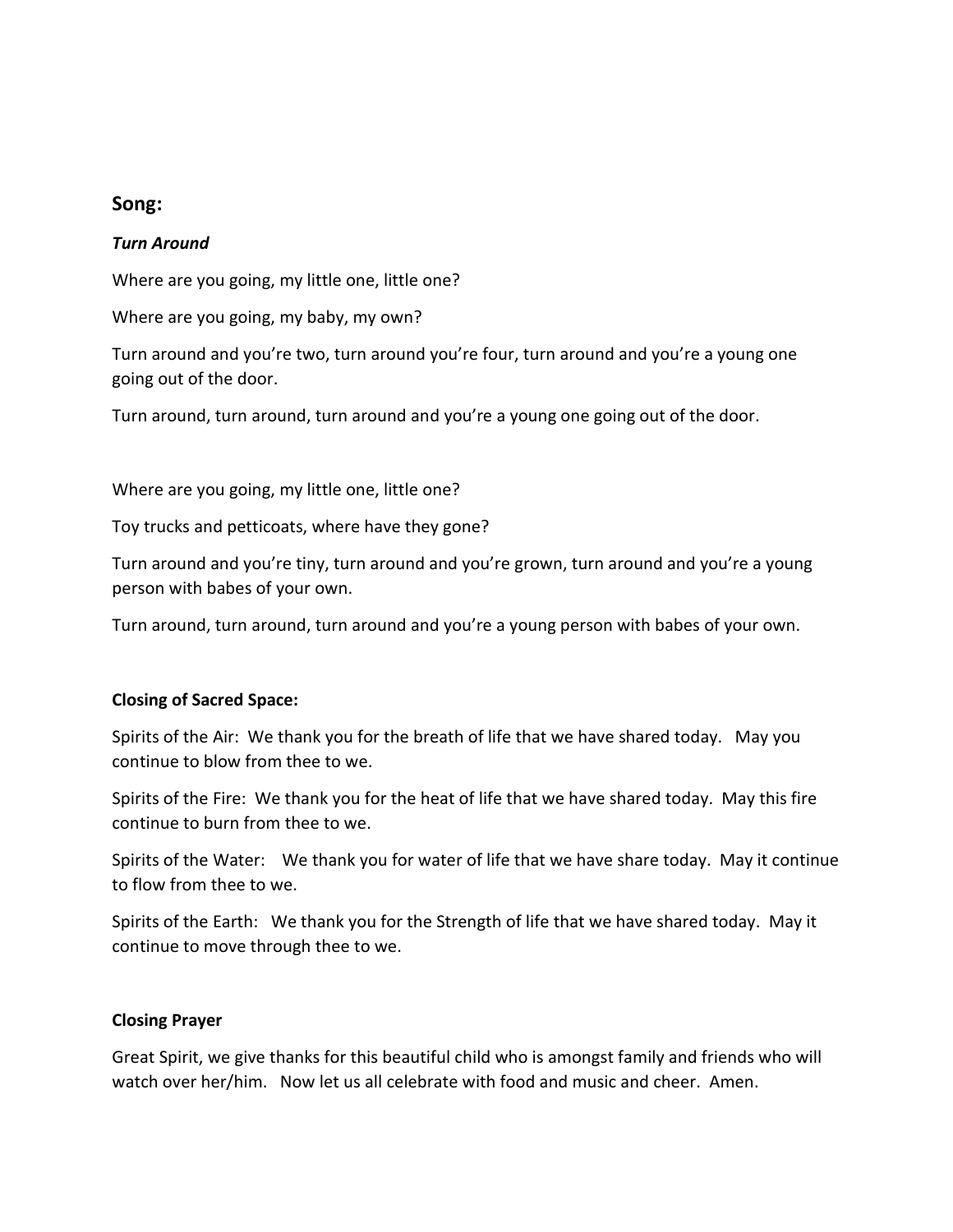## Song:

***Turn Around***

Where are you going, my little one, little one?

Where are you going, my baby, my own?

Turn around and you're two, turn around you're four, turn around and you're a young one going out of the door.

Turn around, turn around, turn around and you're a young one going out of the door.

Where are you going, my little one, little one?

Toy trucks and petticoats, where have they gone?

Turn around and you're tiny, turn around and you're grown, turn around and you're a young person with babes of your own.

Turn around, turn around, turn around and you're a young person with babes of your own.

**Closing of Sacred Space:**

Spirits of the Air: We thank you for the breath of life that we have shared today. May you continue to blow from thee to we.

Spirits of the Fire: We thank you for the heat of life that we have shared today. May this fire continue to burn from thee to we.

Spirits of the Water: We thank you for water of life that we have share today. May it continue to flow from thee to we.

Spirits of the Earth: We thank you for the Strength of life that we have shared today. May it continue to move through thee to we.

**Closing Prayer**

Great Spirit, we give thanks for this beautiful child who is amongst family and friends who will watch over her/him. Now let us all celebrate with food and music and cheer. Amen.